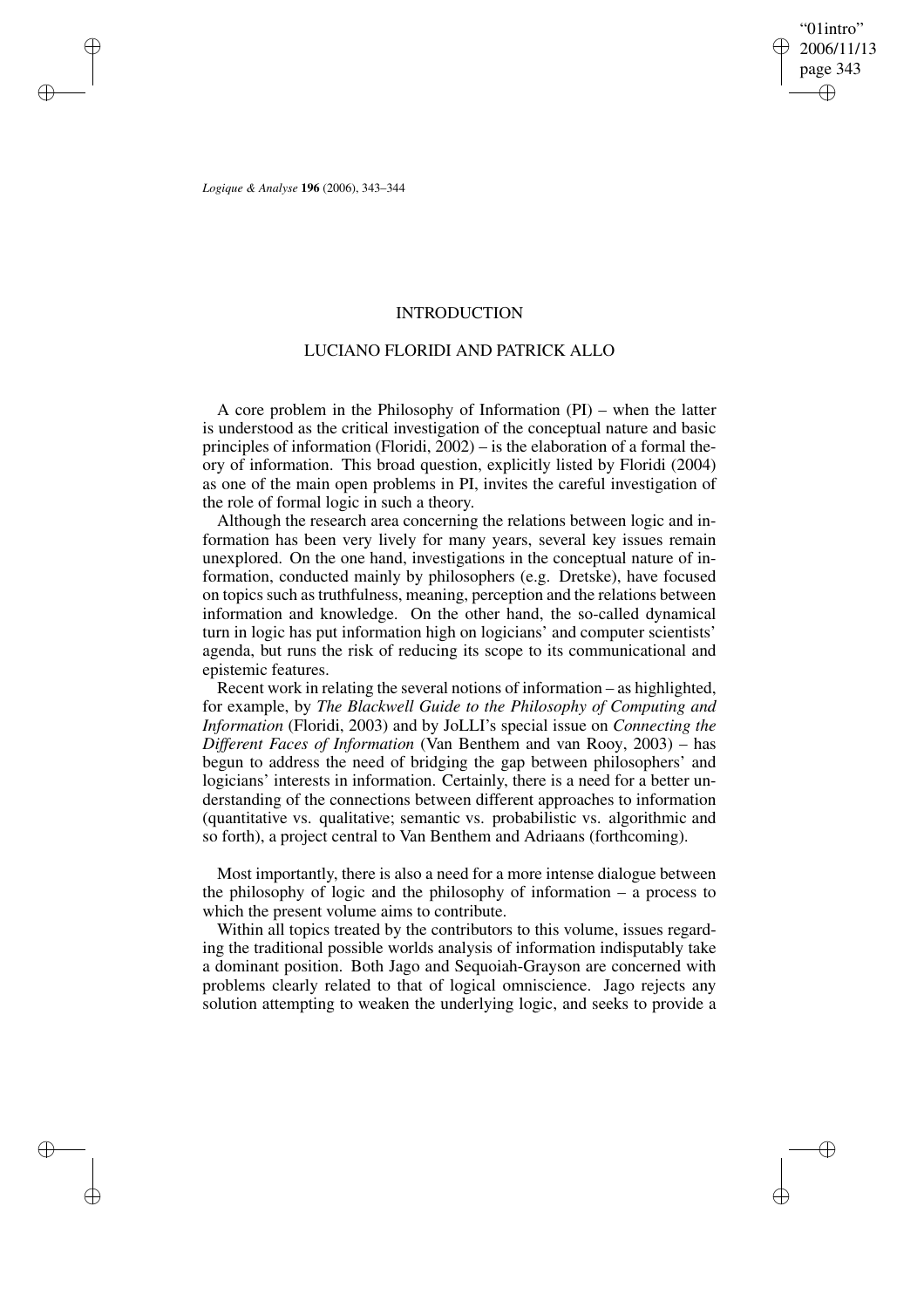# INTRODUCTION

## LUCIANO FLORIDI AND PATRICK ALLO

A core problem in the Philosophy of Information (PI) – when the latter is understood as the critical investigation of the conceptual nature and basic principles of information (Floridi, 2002) – is the elaboration of a formal theory of information. This broad question, explicitly listed by Floridi (2004) as one of the main open problems in PI, invites the careful investigation of the role of formal logic in such a theory.

Although the research area concerning the relations between logic and information has been very lively for many years, several key issues remain unexplored. On the one hand, investigations in the conceptual nature of information, conducted mainly by philosophers (e.g. Dretske), have focused on topics such as truthfulness, meaning, perception and the relations between information and knowledge. On the other hand, the so-called dynamical turn in logic has put information high on logicians' and computer scientists' agenda, but runs the risk of reducing its scope to its communicational and epistemic features.

Recent work in relating the several notions of information – as highlighted, for example, by *The Blackwell Guide to the Philosophy of Computing and Information* (Floridi, 2003) and by JoLLI's special issue on *Connecting the Different Faces of Information* (Van Benthem and van Rooy, 2003) – has begun to address the need of bridging the gap between philosophers' and logicians' interests in information. Certainly, there is a need for a better understanding of the connections between different approaches to information (quantitative vs. qualitative; semantic vs. probabilistic vs. algorithmic and so forth), a project central to Van Benthem and Adriaans (forthcoming).

Most importantly, there is also a need for a more intense dialogue between the philosophy of logic and the philosophy of information – a process to which the present volume aims to contribute.

Within all topics treated by the contributors to this volume, issues regarding the traditional possible worlds analysis of information indisputably take a dominant position. Both Jago and Sequoiah-Grayson are concerned with problems clearly related to that of logical omniscience. Jago rejects any solution attempting to weaken the underlying logic, and seeks to provide a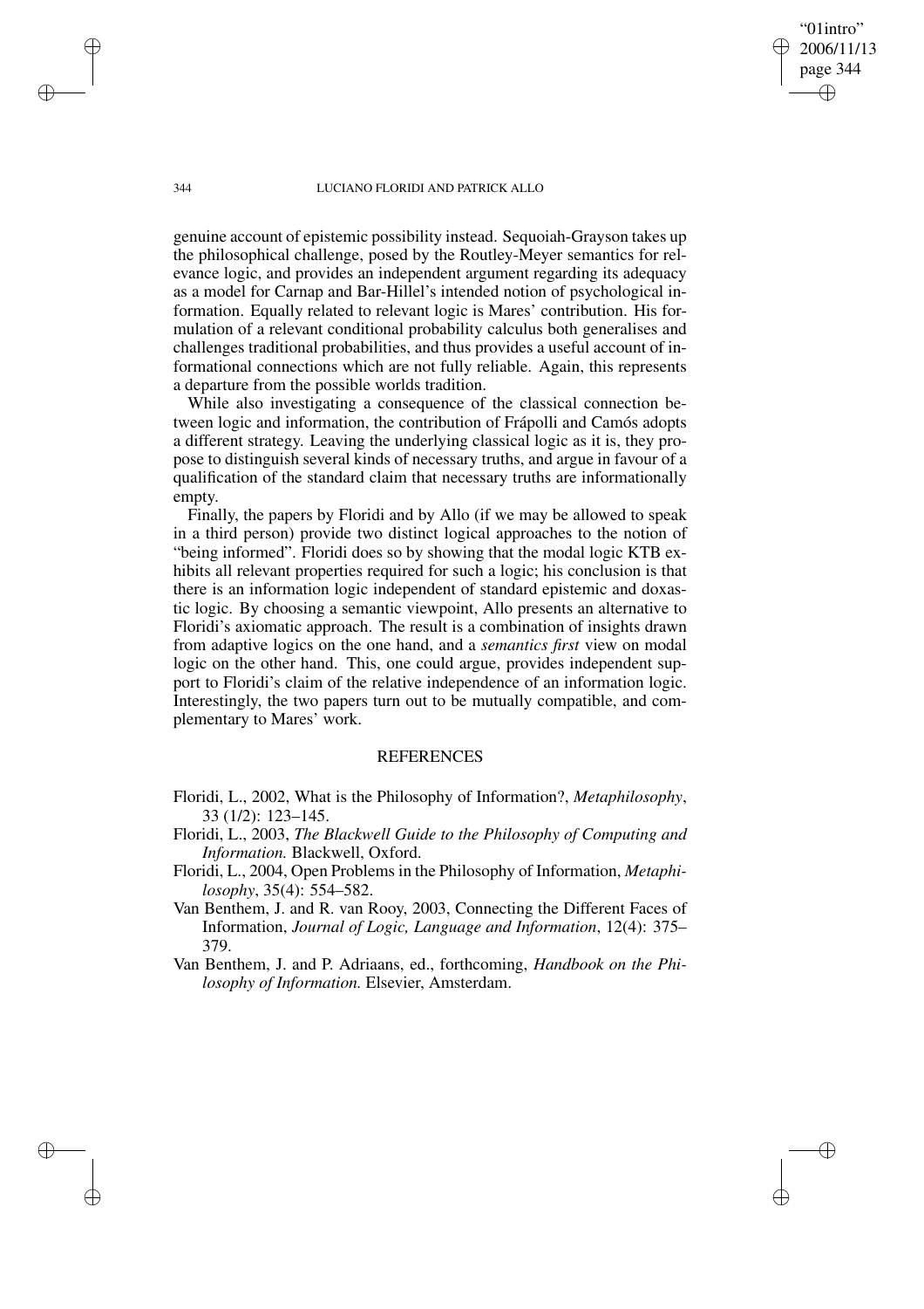genuine account of epistemic possibility instead. Sequoiah-Grayson takes up the philosophical challenge, posed by the Routley-Meyer semantics for relevance logic, and provides an independent argument regarding its adequacy as a model for Carnap and Bar-Hillel's intended notion of psychological information. Equally related to relevant logic is Mares' contribution. His formulation of a relevant conditional probability calculus both generalises and challenges traditional probabilities, and thus provides a useful account of informational connections which are not fully reliable. Again, this represents a departure from the possible worlds tradition.

While also investigating a consequence of the classical connection between logic and information, the contribution of Frápolli and Camós adopts a different strategy. Leaving the underlying classical logic as it is, they propose to distinguish several kinds of necessary truths, and argue in favour of a qualification of the standard claim that necessary truths are informationally empty.

Finally, the papers by Floridi and by Allo (if we may be allowed to speak in a third person) provide two distinct logical approaches to the notion of "being informed". Floridi does so by showing that the modal logic KTB exhibits all relevant properties required for such a logic; his conclusion is that there is an information logic independent of standard epistemic and doxastic logic. By choosing a semantic viewpoint, Allo presents an alternative to Floridi's axiomatic approach. The result is a combination of insights drawn from adaptive logics on the one hand, and a *semantics first* view on modal logic on the other hand. This, one could argue, provides independent support to Floridi's claim of the relative independence of an information logic. Interestingly, the two papers turn out to be mutually compatible, and complementary to Mares' work.

## REFERENCES

Floridi, L., 2002, What is the Philosophy of Information?, *Metaphilosophy*, 33 (1/2): 123–145.

Floridi, L., 2003, *The Blackwell Guide to the Philosophy of Computing and Information.* Blackwell, Oxford.

Floridi, L., 2004, Open Problems in the Philosophy of Information, *Metaphilosophy*, 35(4): 554–582.

Van Benthem, J. and R. van Rooy, 2003, Connecting the Different Faces of Information, *Journal of Logic, Language and Information*, 12(4): 375–379.

Van Benthem, J. and P. Adriaans, ed., forthcoming, *Handbook on the Philosophy of Information.* Elsevier, Amsterdam.